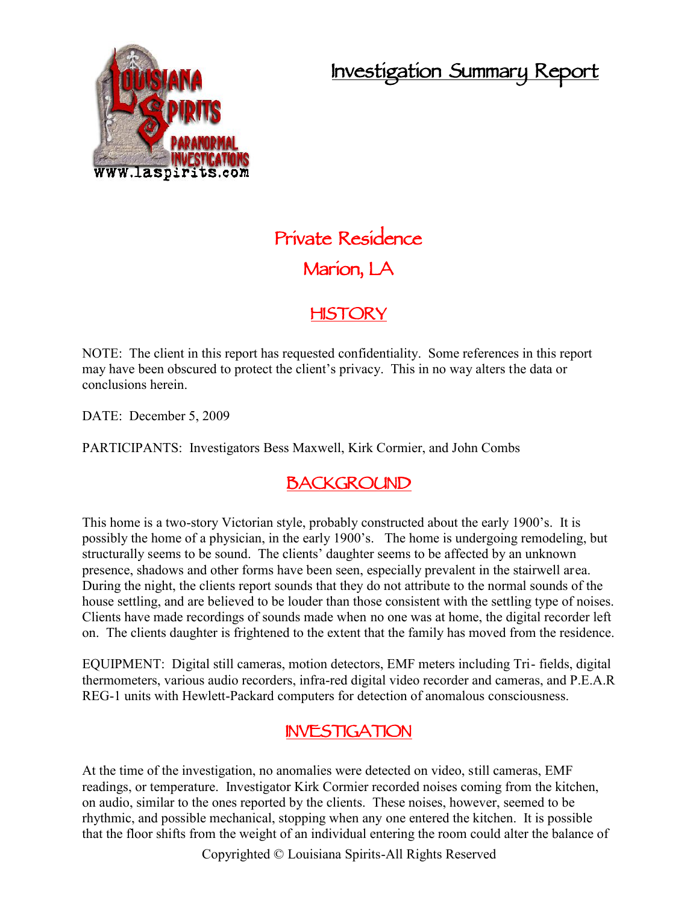# Investigation Summary Report

## Private Residence
## Marion, LA

## HISTORY

NOTE: The client in this report has requested confidentiality. Some references in this report may have been obscured to protect the client's privacy. This in no way alters the data or conclusions herein.

DATE: December 5, 2009

PARTICIPANTS: Investigators Bess Maxwell, Kirk Cormier, and John Combs

## BACKGROUND

This home is a two-story Victorian style, probably constructed about the early 1900's. It is possibly the home of a physician, in the early 1900's. The home is undergoing remodeling, but structurally seems to be sound. The clients' daughter seems to be affected by an unknown presence, shadows and other forms have been seen, especially prevalent in the stairwell area. During the night, the clients report sounds that they do not attribute to the normal sounds of the house settling, and are believed to be louder than those consistent with the settling type of noises. Clients have made recordings of sounds made when no one was at home, the digital recorder left on. The clients daughter is frightened to the extent that the family has moved from the residence.

EQUIPMENT: Digital still cameras, motion detectors, EMF meters including Tri- fields, digital thermometers, various audio recorders, infra-red digital video recorder and cameras, and P.E.A.R REG-1 units with Hewlett-Packard computers for detection of anomalous consciousness.

## INVESTIGATION

At the time of the investigation, no anomalies were detected on video, still cameras, EMF readings, or temperature. Investigator Kirk Cormier recorded noises coming from the kitchen, on audio, similar to the ones reported by the clients. These noises, however, seemed to be rhythmic, and possible mechanical, stopping when any one entered the kitchen. It is possible that the floor shifts from the weight of an individual entering the room could alter the balance of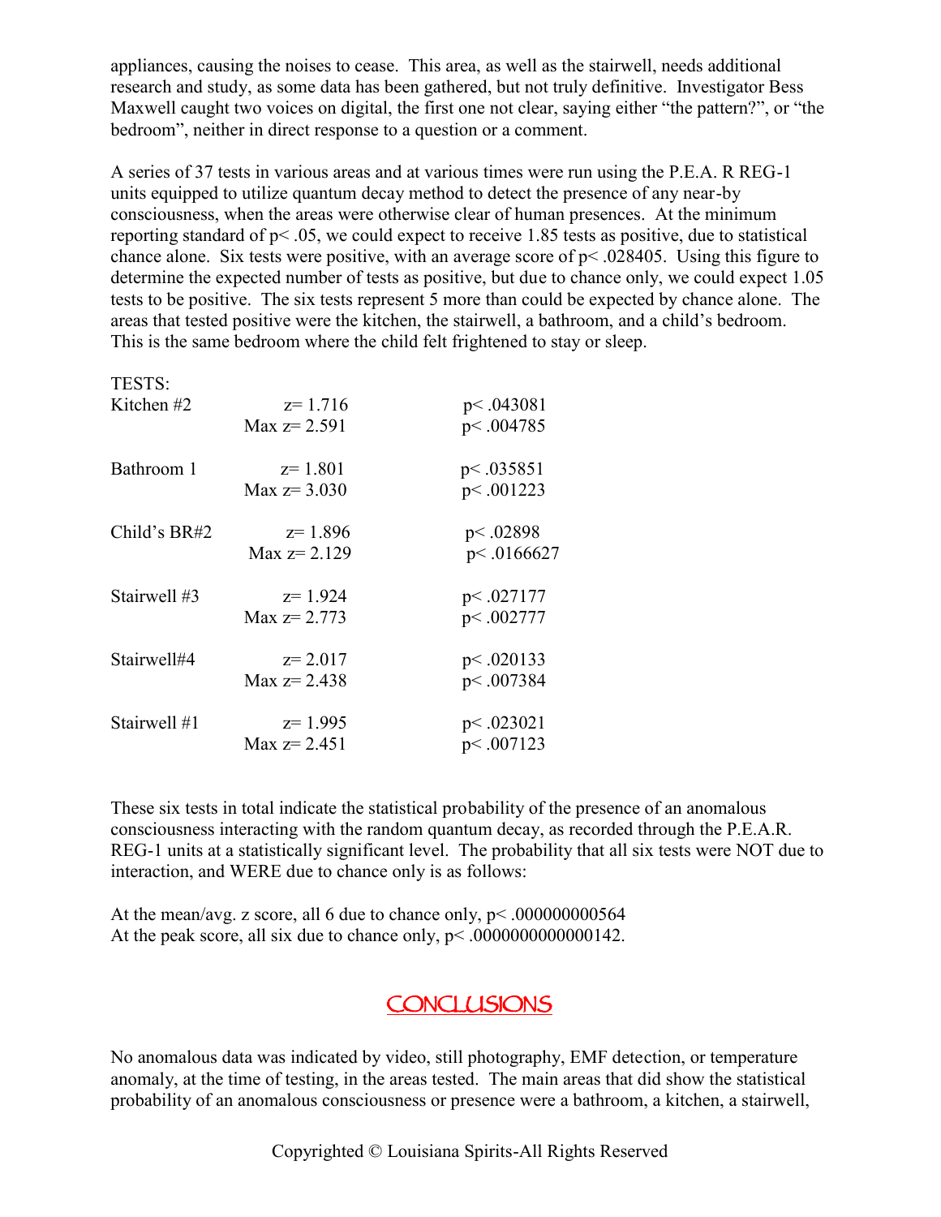appliances, causing the noises to cease. This area, as well as the stairwell, needs additional research and study, as some data has been gathered, but not truly definitive. Investigator Bess Maxwell caught two voices on digital, the first one not clear, saying either "the pattern?", or "the bedroom", neither in direct response to a question or a comment.

A series of 37 tests in various areas and at various times were run using the P.E.A. R REG-1 units equipped to utilize quantum decay method to detect the presence of any near-by consciousness, when the areas were otherwise clear of human presences. At the minimum reporting standard of $p < .05$, we could expect to receive 1.85 tests as positive, due to statistical chance alone. Six tests were positive, with an average score of $p < .028405$. Using this figure to determine the expected number of tests as positive, but due to chance only, we could expect 1.05 tests to be positive. The six tests represent 5 more than could be expected by chance alone. The areas that tested positive were the kitchen, the stairwell, a bathroom, and a child's bedroom. This is the same bedroom where the child felt frightened to stay or sleep.

TESTS:

| Test | z | p |
|---|---|---|
| Kitchen #2 | $z = 1.716$ | $p < .043081$ |
| | Max $z = 2.591$ | $p < .004785$ |
| Bathroom 1 | $z = 1.801$ | $p < .035851$ |
| | Max $z = 3.030$ | $p < .001223$ |
| Child's BR#2 | $z = 1.896$ | $p < .02898$ |
| | Max $z = 2.129$ | $p < .0166627$ |
| Stairwell #3 | $z = 1.924$ | $p < .027177$ |
| | Max $z = 2.773$ | $p < .002777$ |
| Stairwell#4 | $z = 2.017$ | $p < .020133$ |
| | Max $z = 2.438$ | $p < .007384$ |
| Stairwell #1 | $z = 1.995$ | $p < .023021$ |
| | Max $z = 2.451$ | $p < .007123$ |

These six tests in total indicate the statistical probability of the presence of an anomalous consciousness interacting with the random quantum decay, as recorded through the P.E.A.R. REG-1 units at a statistically significant level. The probability that all six tests were NOT due to interaction, and WERE due to chance only is as follows:

At the mean/avg. z score, all 6 due to chance only, $p < .000000000564$
At the peak score, all six due to chance only, $p < .0000000000000142$.

## CONCLUSIONS

No anomalous data was indicated by video, still photography, EMF detection, or temperature anomaly, at the time of testing, in the areas tested. The main areas that did show the statistical probability of an anomalous consciousness or presence were a bathroom, a kitchen, a stairwell,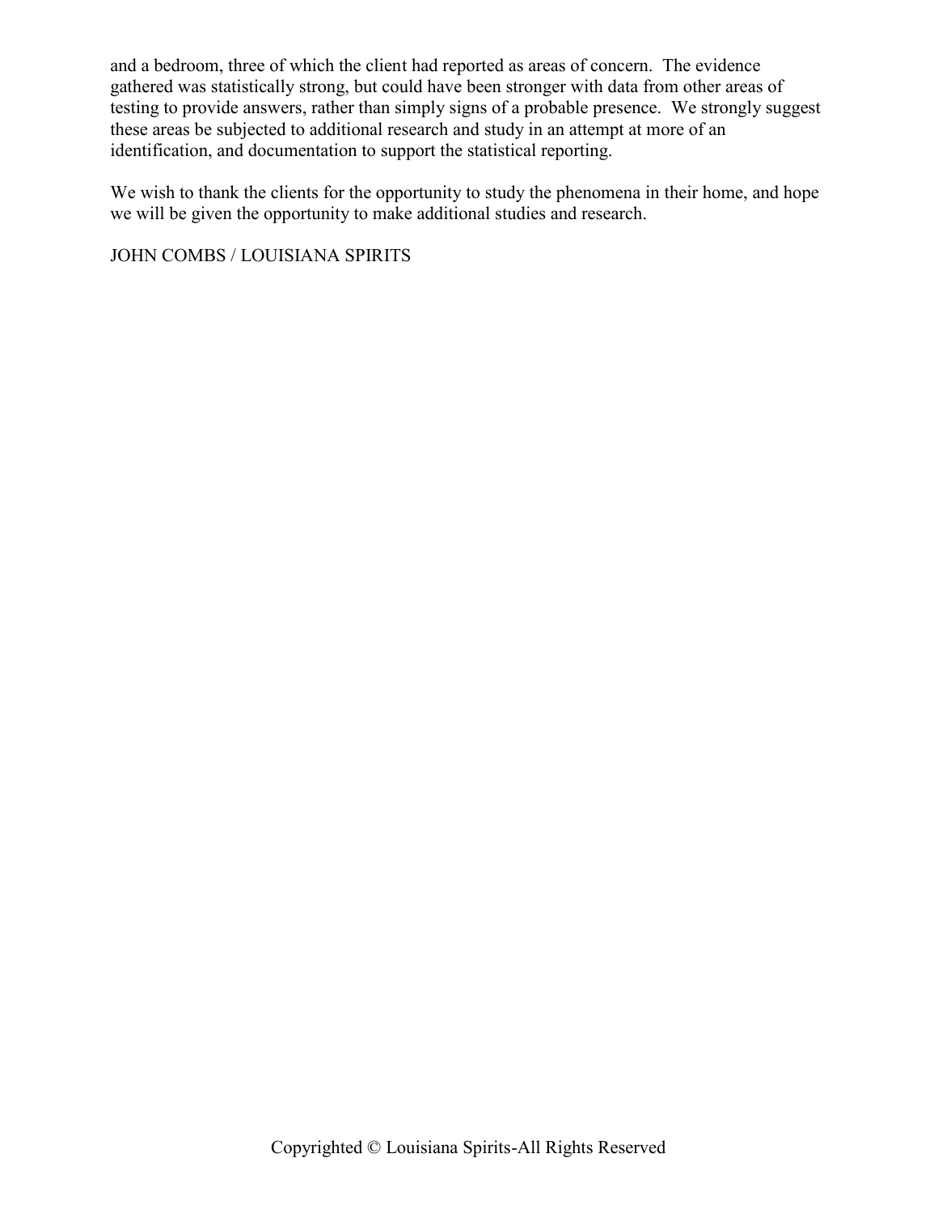and a bedroom, three of which the client had reported as areas of concern. The evidence gathered was statistically strong, but could have been stronger with data from other areas of testing to provide answers, rather than simply signs of a probable presence. We strongly suggest these areas be subjected to additional research and study in an attempt at more of an identification, and documentation to support the statistical reporting.

We wish to thank the clients for the opportunity to study the phenomena in their home, and hope we will be given the opportunity to make additional studies and research.

JOHN COMBS / LOUISIANA SPIRITS

Copyrighted © Louisiana Spirits-All Rights Reserved